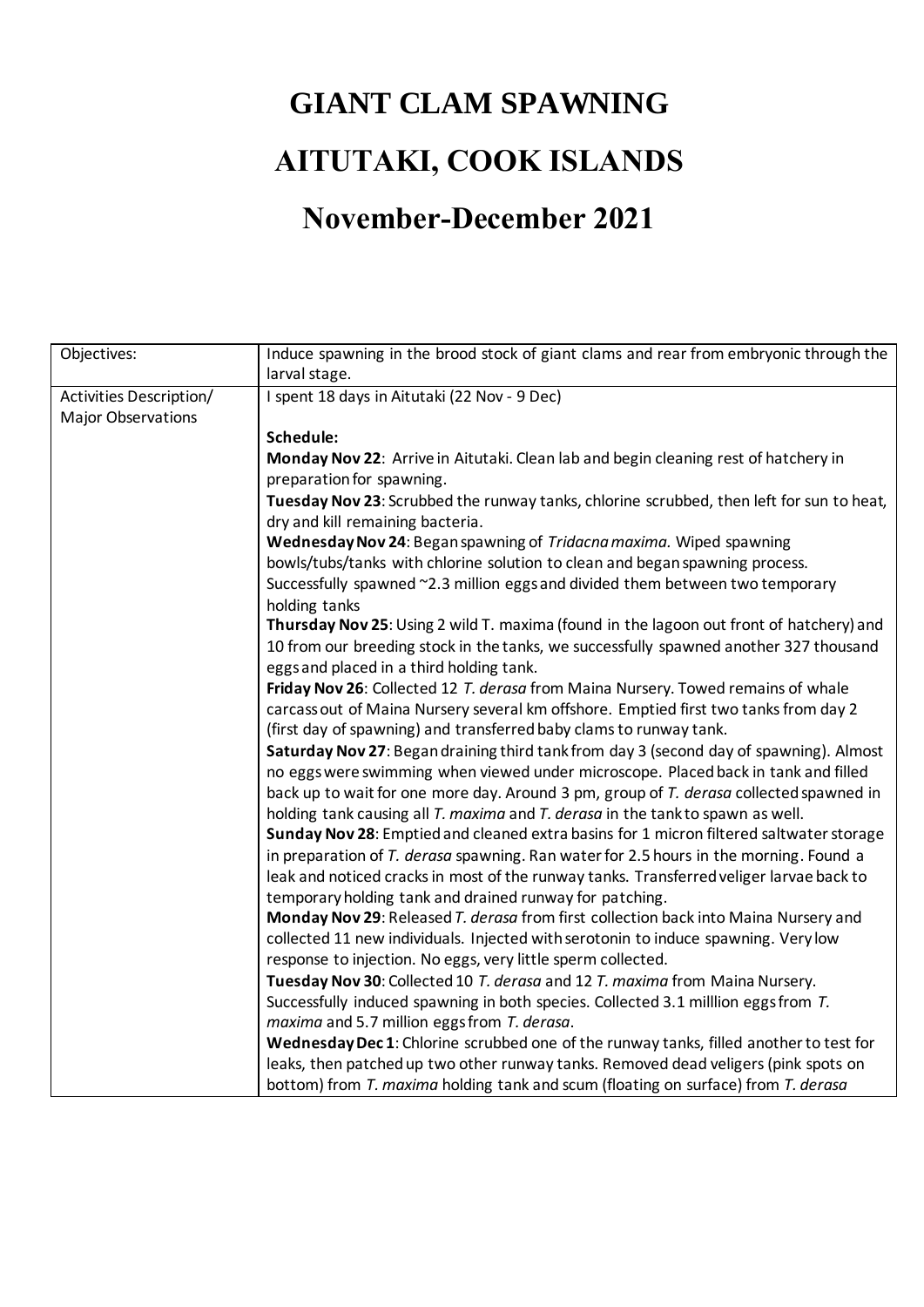# GIANT CLAM SPAWNING

# AITUTAKI, COOK ISLANDS

# November-December 2021

| Objectives: | Induce spawning in the brood stock of giant clams and rear from embryonic through the larval stage. |
|---|---|
| Activities Description/ Major Observations | I spent 18 days in Aitutaki (22 Nov - 9 Dec)<br><br>**Schedule:**<br>**Monday Nov 22**: Arrive in Aitutaki. Clean lab and begin cleaning rest of hatchery in preparation for spawning.<br>**Tuesday Nov 23**: Scrubbed the runway tanks, chlorine scrubbed, then left for sun to heat, dry and kill remaining bacteria.<br>**Wednesday Nov 24**: Began spawning of *Tridacna maxima.* Wiped spawning bowls/tubs/tanks with chlorine solution to clean and began spawning process. Successfully spawned ~2.3 million eggs and divided them between two temporary holding tanks<br>**Thursday Nov 25**: Using 2 wild T. maxima (found in the lagoon out front of hatchery) and 10 from our breeding stock in the tanks, we successfully spawned another 327 thousand eggs and placed in a third holding tank.<br>**Friday Nov 26**: Collected 12 *T. derasa* from Maina Nursery. Towed remains of whale carcass out of Maina Nursery several km offshore. Emptied first two tanks from day 2 (first day of spawning) and transferred baby clams to runway tank.<br>**Saturday Nov 27**: Began draining third tank from day 3 (second day of spawning). Almost no eggs were swimming when viewed under microscope. Placed back in tank and filled back up to wait for one more day. Around 3 pm, group of *T. derasa* collected spawned in holding tank causing all *T. maxima* and *T. derasa* in the tank to spawn as well.<br>**Sunday Nov 28**: Emptied and cleaned extra basins for 1 micron filtered saltwater storage in preparation of *T. derasa* spawning. Ran water for 2.5 hours in the morning. Found a leak and noticed cracks in most of the runway tanks. Transferred veliger larvae back to temporary holding tank and drained runway for patching.<br>**Monday Nov 29**: Released *T. derasa* from first collection back into Maina Nursery and collected 11 new individuals. Injected with serotonin to induce spawning. Very low response to injection. No eggs, very little sperm collected.<br>**Tuesday Nov 30**: Collected 10 *T. derasa* and 12 *T. maxima* from Maina Nursery. Successfully induced spawning in both species. Collected 3.1 milllion eggs from *T. maxima* and 5.7 million eggs from *T. derasa*.<br>**Wednesday Dec 1**: Chlorine scrubbed one of the runway tanks, filled another to test for leaks, then patched up two other runway tanks. Removed dead veligers (pink spots on bottom) from *T. maxima* holding tank and scum (floating on surface) from *T. derasa* |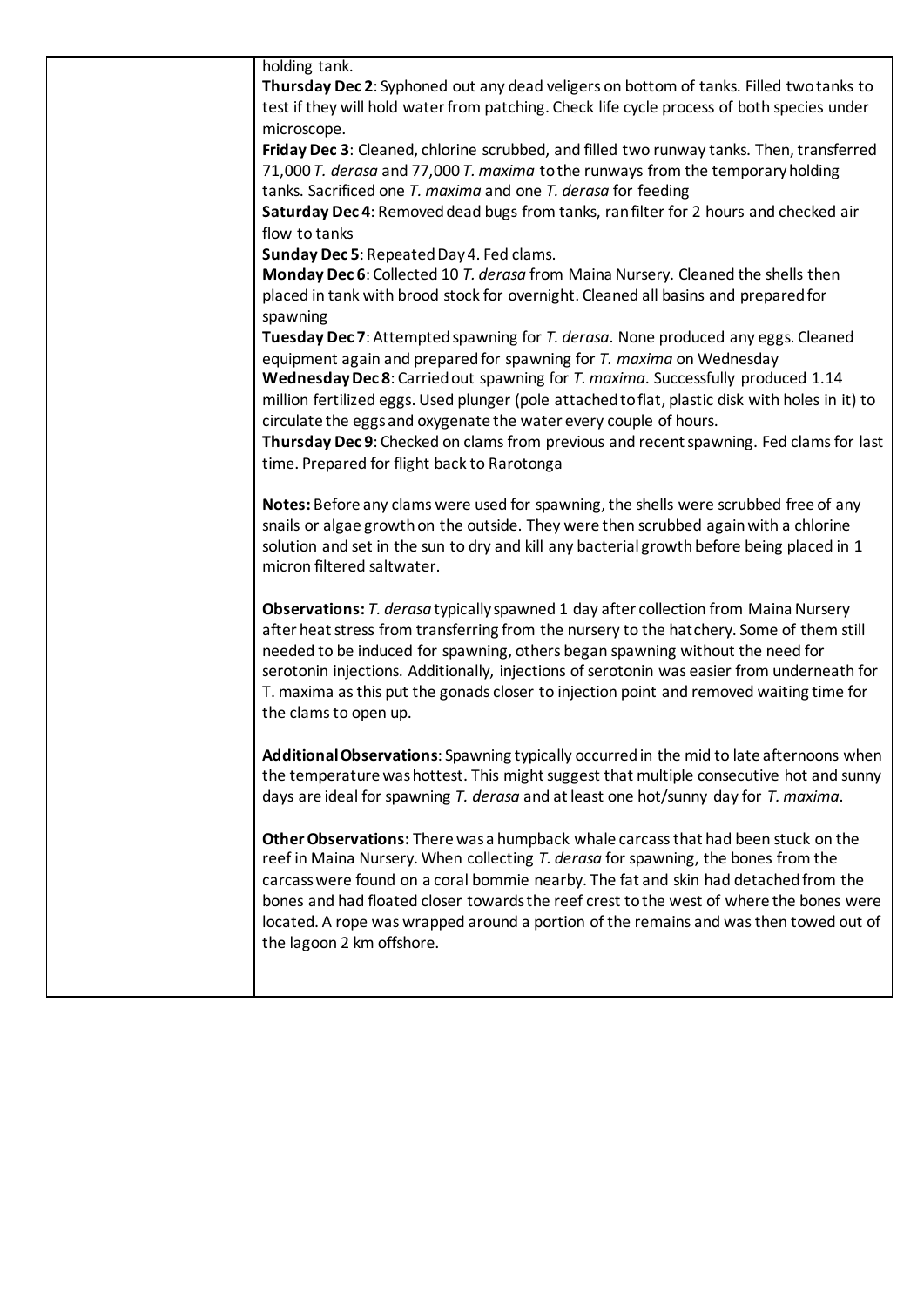holding tank.

**Thursday Dec 2**: Syphoned out any dead veligers on bottom of tanks. Filled two tanks to test if they will hold water from patching. Check life cycle process of both species under microscope.

**Friday Dec 3**: Cleaned, chlorine scrubbed, and filled two runway tanks. Then, transferred 71,000 *T. derasa* and 77,000 *T. maxima* to the runways from the temporary holding tanks. Sacrificed one *T. maxima* and one *T. derasa* for feeding

**Saturday Dec 4**: Removed dead bugs from tanks, ran filter for 2 hours and checked air flow to tanks

**Sunday Dec 5**: Repeated Day 4. Fed clams.

**Monday Dec 6**: Collected 10 *T. derasa* from Maina Nursery. Cleaned the shells then placed in tank with brood stock for overnight. Cleaned all basins and prepared for spawning

**Tuesday Dec 7**: Attempted spawning for *T. derasa*. None produced any eggs. Cleaned equipment again and prepared for spawning for *T. maxima* on Wednesday

**Wednesday Dec 8**: Carried out spawning for *T. maxima*. Successfully produced 1.14 million fertilized eggs. Used plunger (pole attached to flat, plastic disk with holes in it) to circulate the eggs and oxygenate the water every couple of hours.

**Thursday Dec 9**: Checked on clams from previous and recent spawning. Fed clams for last time. Prepared for flight back to Rarotonga

**Notes:** Before any clams were used for spawning, the shells were scrubbed free of any snails or algae growth on the outside. They were then scrubbed again with a chlorine solution and set in the sun to dry and kill any bacterial growth before being placed in 1 micron filtered saltwater.

**Observations:** *T. derasa* typically spawned 1 day after collection from Maina Nursery after heat stress from transferring from the nursery to the hatchery. Some of them still needed to be induced for spawning, others began spawning without the need for serotonin injections. Additionally, injections of serotonin was easier from underneath for T. maxima as this put the gonads closer to injection point and removed waiting time for the clams to open up.

**Additional Observations**: Spawning typically occurred in the mid to late afternoons when the temperature was hottest. This might suggest that multiple consecutive hot and sunny days are ideal for spawning *T. derasa* and at least one hot/sunny day for *T. maxima*.

**Other Observations:** There was a humpback whale carcass that had been stuck on the reef in Maina Nursery. When collecting *T. derasa* for spawning, the bones from the carcass were found on a coral bommie nearby. The fat and skin had detached from the bones and had floated closer towards the reef crest to the west of where the bones were located. A rope was wrapped around a portion of the remains and was then towed out of the lagoon 2 km offshore.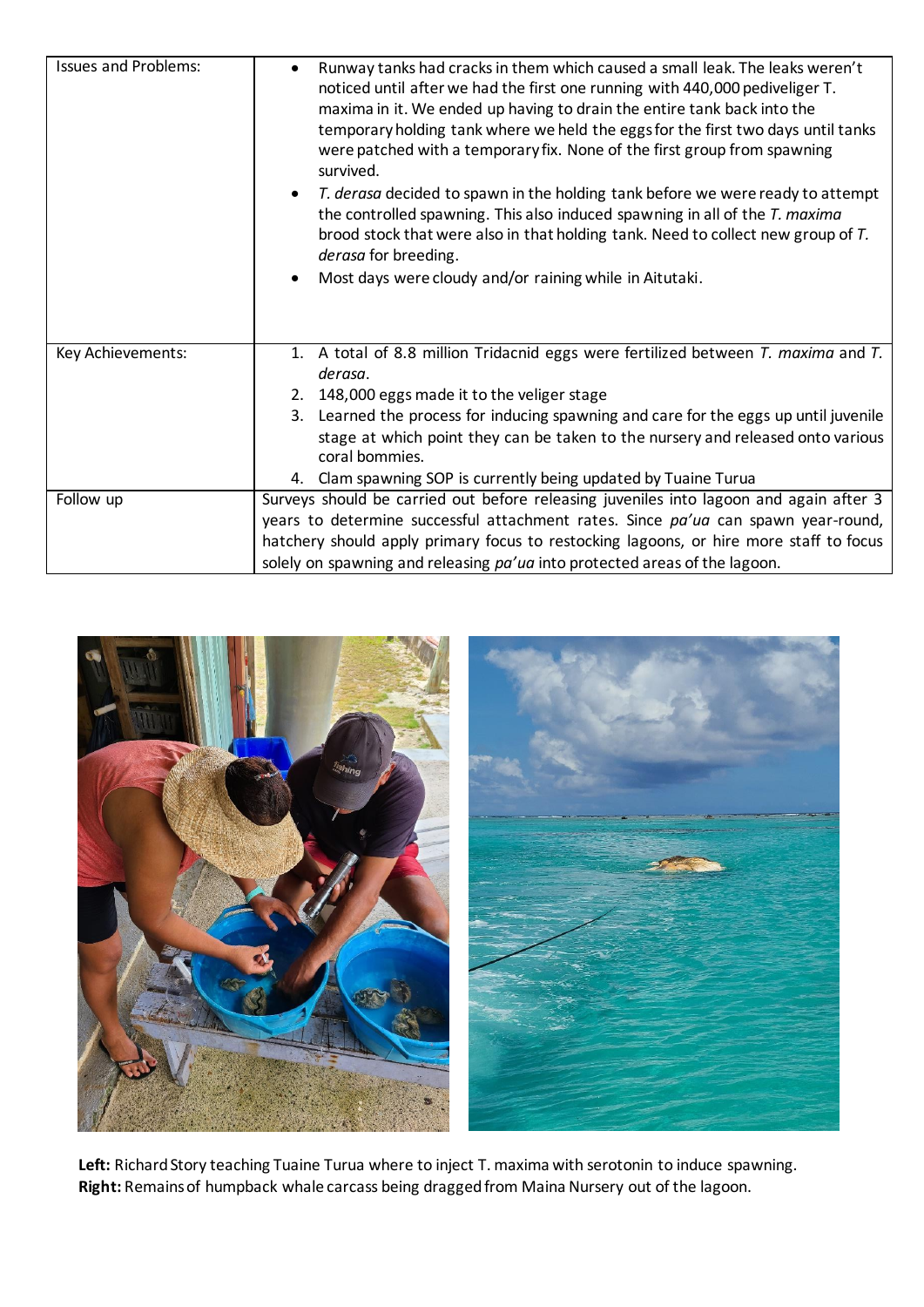| | |
|---|---|
| Issues and Problems: | • Runway tanks had cracks in them which caused a small leak. The leaks weren't noticed until after we had the first one running with 440,000 pediveliger T. maxima in it. We ended up having to drain the entire tank back into the temporary holding tank where we held the eggs for the first two days until tanks were patched with a temporary fix. None of the first group from spawning survived.<br>• *T. derasa* decided to spawn in the holding tank before we were ready to attempt the controlled spawning. This also induced spawning in all of the *T. maxima* brood stock that were also in that holding tank. Need to collect new group of *T. derasa* for breeding.<br>• Most days were cloudy and/or raining while in Aitutaki. |
| Key Achievements: | 1. A total of 8.8 million Tridacnid eggs were fertilized between *T. maxima* and *T. derasa*.<br>2. 148,000 eggs made it to the veliger stage<br>3. Learned the process for inducing spawning and care for the eggs up until juvenile stage at which point they can be taken to the nursery and released onto various coral bommies.<br>4. Clam spawning SOP is currently being updated by Tuaine Turua |
| Follow up | Surveys should be carried out before releasing juveniles into lagoon and again after 3 years to determine successful attachment rates. Since *pa'ua* can spawn year-round, hatchery should apply primary focus to restocking lagoons, or hire more staff to focus solely on spawning and releasing *pa'ua* into protected areas of the lagoon. |

**Left:** Richard Story teaching Tuaine Turua where to inject T. maxima with serotonin to induce spawning.
**Right:** Remains of humpback whale carcass being dragged from Maina Nursery out of the lagoon.